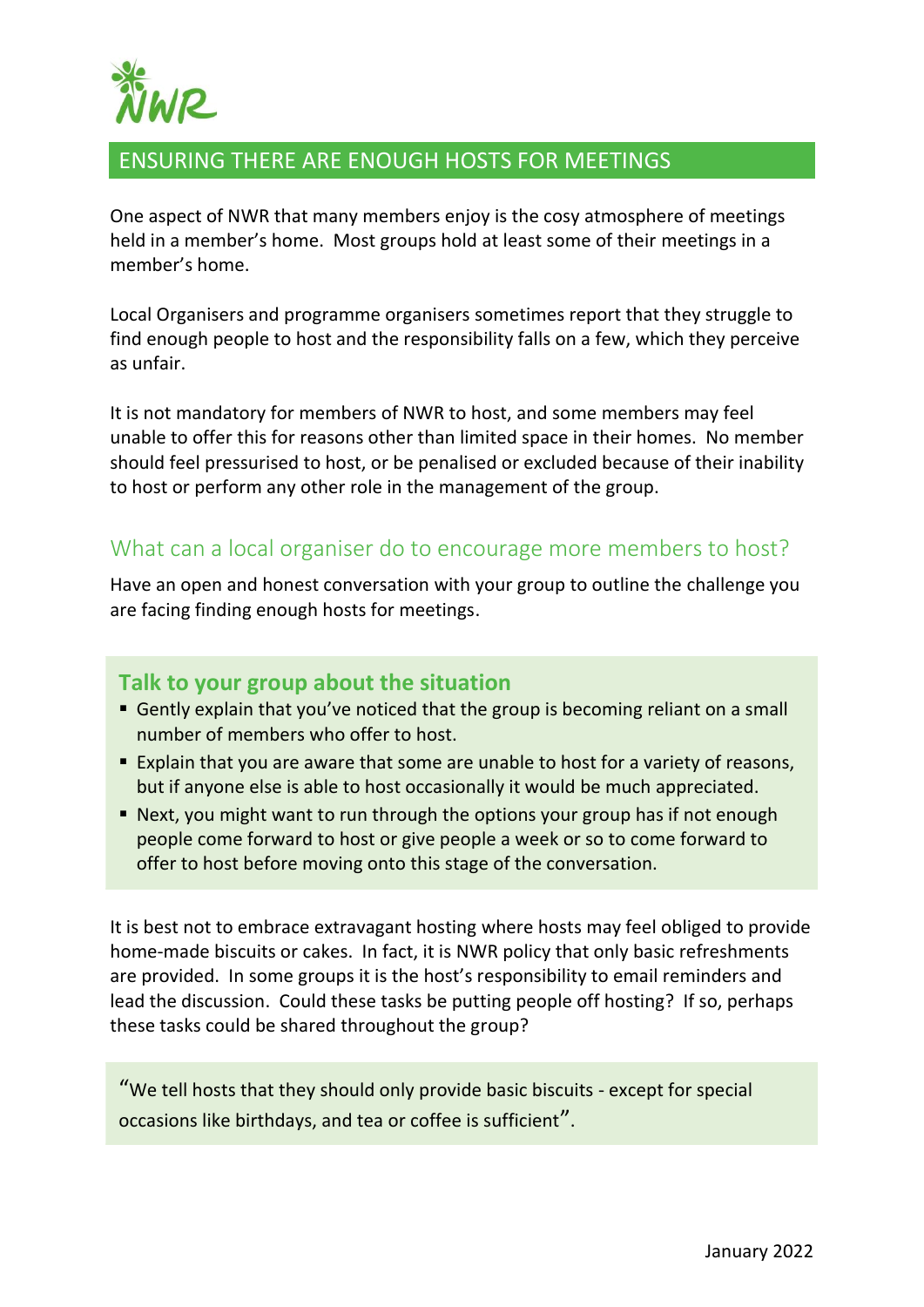NWR

# ENSURING THERE ARE ENOUGH HOSTS FOR MEETINGS

One aspect of NWR that many members enjoy is the cosy atmosphere of meetings held in a member's home. Most groups hold at least some of their meetings in a member's home.

Local Organisers and programme organisers sometimes report that they struggle to find enough people to host and the responsibility falls on a few, which they perceive as unfair.

It is not mandatory for members of NWR to host, and some members may feel unable to offer this for reasons other than limited space in their homes. No member should feel pressurised to host, or be penalised or excluded because of their inability to host or perform any other role in the management of the group.

## What can a local organiser do to encourage more members to host?

Have an open and honest conversation with your group to outline the challenge you are facing finding enough hosts for meetings.

### Talk to your group about the situation

- Gently explain that you've noticed that the group is becoming reliant on a small number of members who offer to host.
- Explain that you are aware that some are unable to host for a variety of reasons, but if anyone else is able to host occasionally it would be much appreciated.
- Next, you might want to run through the options your group has if not enough people come forward to host or give people a week or so to come forward to offer to host before moving onto this stage of the conversation.

It is best not to embrace extravagant hosting where hosts may feel obliged to provide home-made biscuits or cakes. In fact, it is NWR policy that only basic refreshments are provided. In some groups it is the host's responsibility to email reminders and lead the discussion. Could these tasks be putting people off hosting? If so, perhaps these tasks could be shared throughout the group?

"We tell hosts that they should only provide basic biscuits - except for special occasions like birthdays, and tea or coffee is sufficient".

January 2022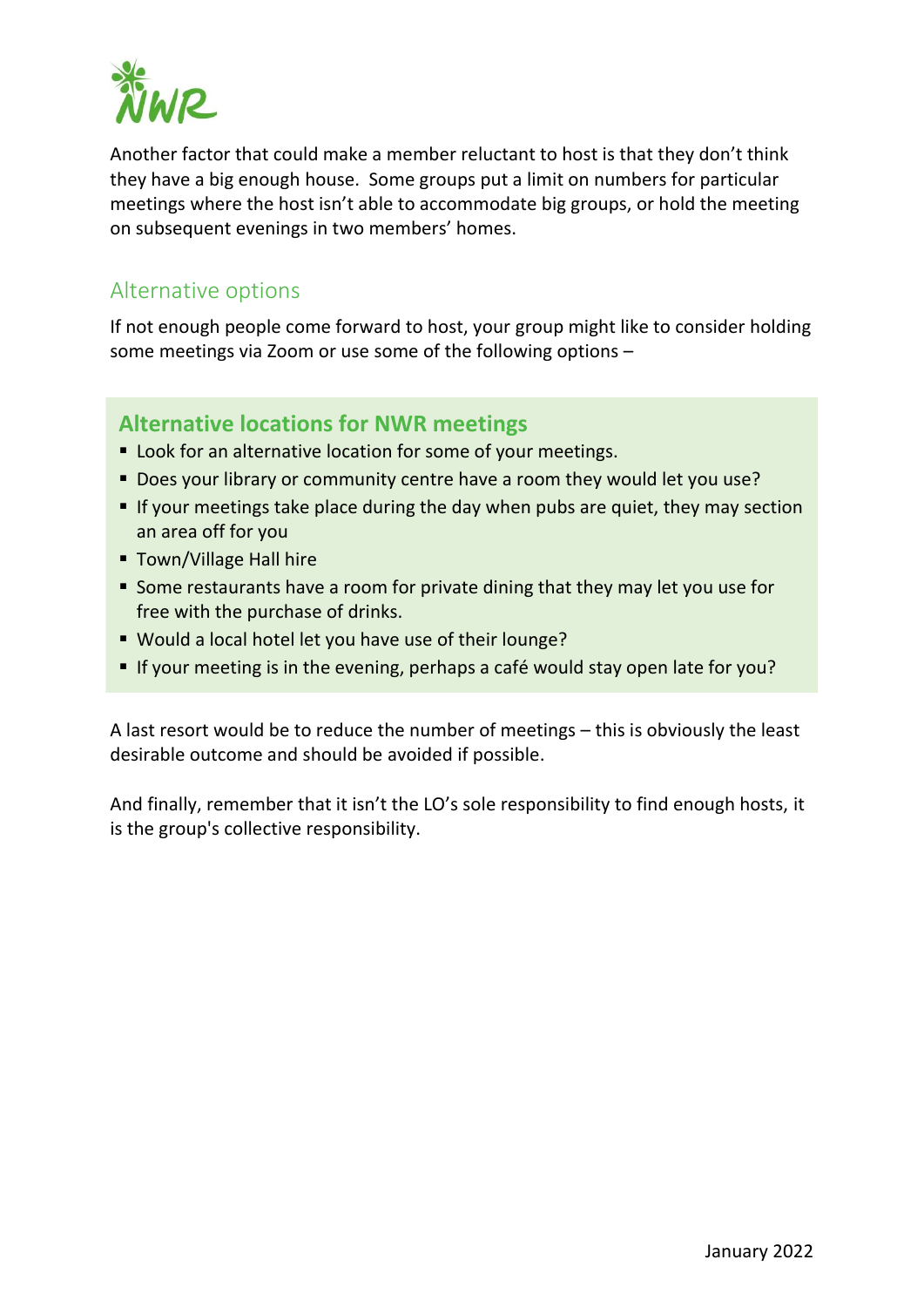Another factor that could make a member reluctant to host is that they don't think they have a big enough house. Some groups put a limit on numbers for particular meetings where the host isn't able to accommodate big groups, or hold the meeting on subsequent evenings in two members' homes.

## Alternative options

If not enough people come forward to host, your group might like to consider holding some meetings via Zoom or use some of the following options –

### Alternative locations for NWR meetings

- Look for an alternative location for some of your meetings.
- Does your library or community centre have a room they would let you use?
- If your meetings take place during the day when pubs are quiet, they may section an area off for you
- Town/Village Hall hire
- Some restaurants have a room for private dining that they may let you use for free with the purchase of drinks.
- Would a local hotel let you have use of their lounge?
- If your meeting is in the evening, perhaps a café would stay open late for you?

A last resort would be to reduce the number of meetings – this is obviously the least desirable outcome and should be avoided if possible.

And finally, remember that it isn't the LO's sole responsibility to find enough hosts, it is the group's collective responsibility.

January 2022